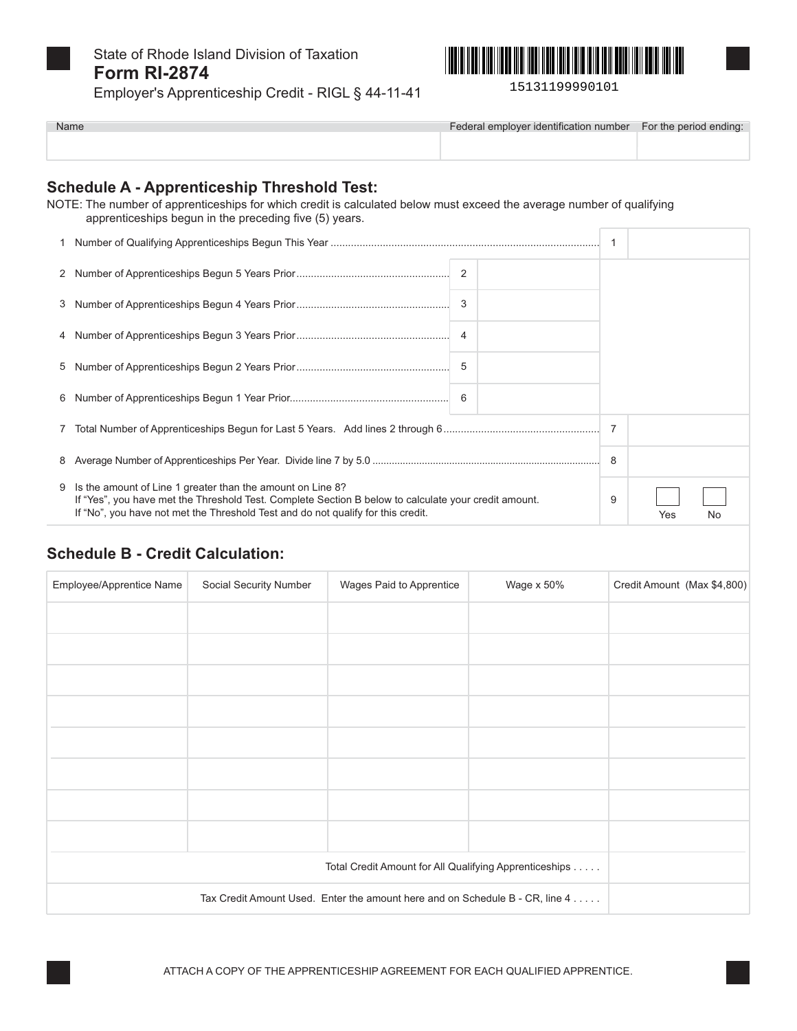State of Rhode Island Division of Taxation

# Form RI-2874

Employer's Apprenticeship Credit - RIGL § 44-11-41

15131199990101

| Name | Federal employer identification number | For the period ending: |
|---|---|---|
| | | |

## Schedule A - Apprenticeship Threshold Test:

NOTE: The number of apprenticeships for which credit is calculated below must exceed the average number of qualifying apprenticeships begun in the preceding five (5) years.

| | | | | |
|---|---|---|---|---|
| 1 Number of Qualifying Apprenticeships Begun This Year | | | 1 | |
| 2 Number of Apprenticeships Begun 5 Years Prior | 2 | | | |
| 3 Number of Apprenticeships Begun 4 Years Prior | 3 | | | |
| 4 Number of Apprenticeships Begun 3 Years Prior | 4 | | | |
| 5 Number of Apprenticeships Begun 2 Years Prior | 5 | | | |
| 6 Number of Apprenticeships Begun 1 Year Prior | 6 | | | |
| 7 Total Number of Apprenticeships Begun for Last 5 Years. Add lines 2 through 6 | | | 7 | |
| 8 Average Number of Apprenticeships Per Year. Divide line 7 by 5.0 | | | 8 | |
| 9 Is the amount of Line 1 greater than the amount on Line 8? If "Yes", you have met the Threshold Test. Complete Section B below to calculate your credit amount. If "No", you have not met the Threshold Test and do not qualify for this credit. | | | 9 | ☐ Yes ☐ No |

## Schedule B - Credit Calculation:

| Employee/Apprentice Name | Social Security Number | Wages Paid to Apprentice | Wage x 50% | Credit Amount (Max $4,800) |
|---|---|---|---|---|
| | | | | |
| | | | | |
| | | | | |
| | | | | |
| | | | | |
| | | | | |
| | | | | |
| | | | | |
| Total Credit Amount for All Qualifying Apprenticeships | | | | |
| Tax Credit Amount Used. Enter the amount here and on Schedule B - CR, line 4 | | | | |

ATTACH A COPY OF THE APPRENTICESHIP AGREEMENT FOR EACH QUALIFIED APPRENTICE.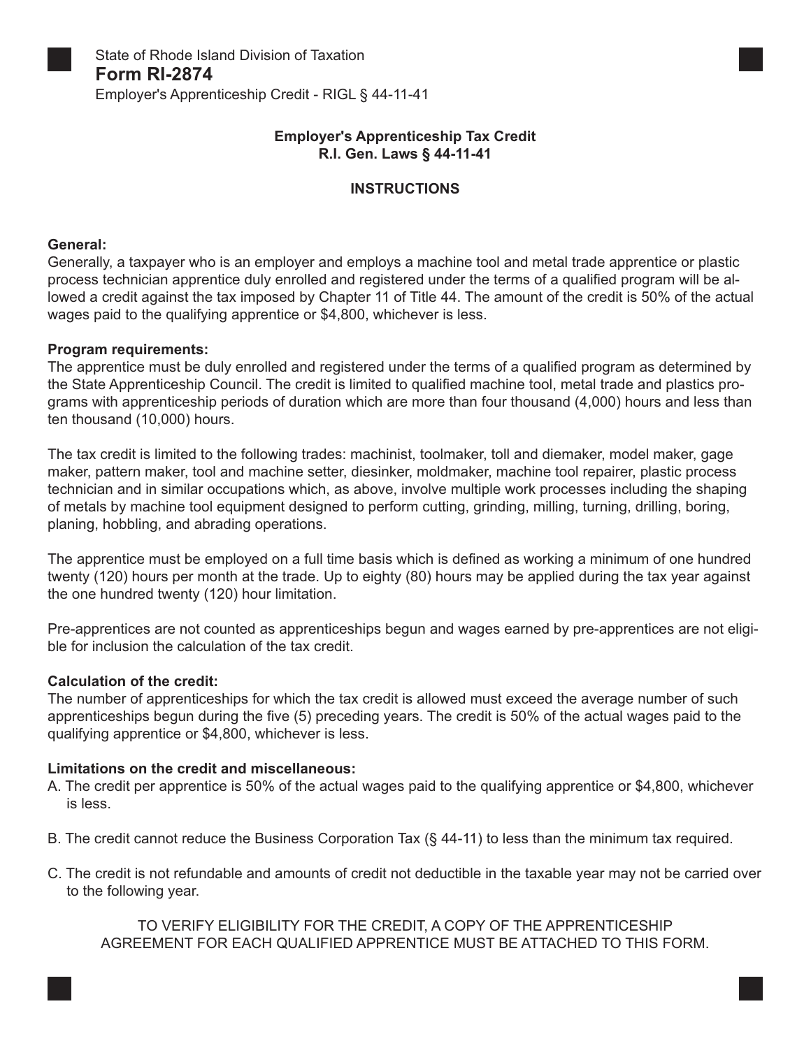State of Rhode Island Division of Taxation

**Form RI-2874**

Employer's Apprenticeship Credit - RIGL § 44-11-41

**Employer's Apprenticeship Tax Credit**
**R.I. Gen. Laws § 44-11-41**

**INSTRUCTIONS**

**General:**
Generally, a taxpayer who is an employer and employs a machine tool and metal trade apprentice or plastic process technician apprentice duly enrolled and registered under the terms of a qualified program will be allowed a credit against the tax imposed by Chapter 11 of Title 44. The amount of the credit is 50% of the actual wages paid to the qualifying apprentice or $4,800, whichever is less.

**Program requirements:**
The apprentice must be duly enrolled and registered under the terms of a qualified program as determined by the State Apprenticeship Council. The credit is limited to qualified machine tool, metal trade and plastics programs with apprenticeship periods of duration which are more than four thousand (4,000) hours and less than ten thousand (10,000) hours.

The tax credit is limited to the following trades: machinist, toolmaker, toll and diemaker, model maker, gage maker, pattern maker, tool and machine setter, diesinker, moldmaker, machine tool repairer, plastic process technician and in similar occupations which, as above, involve multiple work processes including the shaping of metals by machine tool equipment designed to perform cutting, grinding, milling, turning, drilling, boring, planing, hobbling, and abrading operations.

The apprentice must be employed on a full time basis which is defined as working a minimum of one hundred twenty (120) hours per month at the trade. Up to eighty (80) hours may be applied during the tax year against the one hundred twenty (120) hour limitation.

Pre-apprentices are not counted as apprenticeships begun and wages earned by pre-apprentices are not eligible for inclusion the calculation of the tax credit.

**Calculation of the credit:**
The number of apprenticeships for which the tax credit is allowed must exceed the average number of such apprenticeships begun during the five (5) preceding years. The credit is 50% of the actual wages paid to the qualifying apprentice or $4,800, whichever is less.

**Limitations on the credit and miscellaneous:**

A. The credit per apprentice is 50% of the actual wages paid to the qualifying apprentice or $4,800, whichever is less.

B. The credit cannot reduce the Business Corporation Tax (§ 44-11) to less than the minimum tax required.

C. The credit is not refundable and amounts of credit not deductible in the taxable year may not be carried over to the following year.

TO VERIFY ELIGIBILITY FOR THE CREDIT, A COPY OF THE APPRENTICESHIP AGREEMENT FOR EACH QUALIFIED APPRENTICE MUST BE ATTACHED TO THIS FORM.